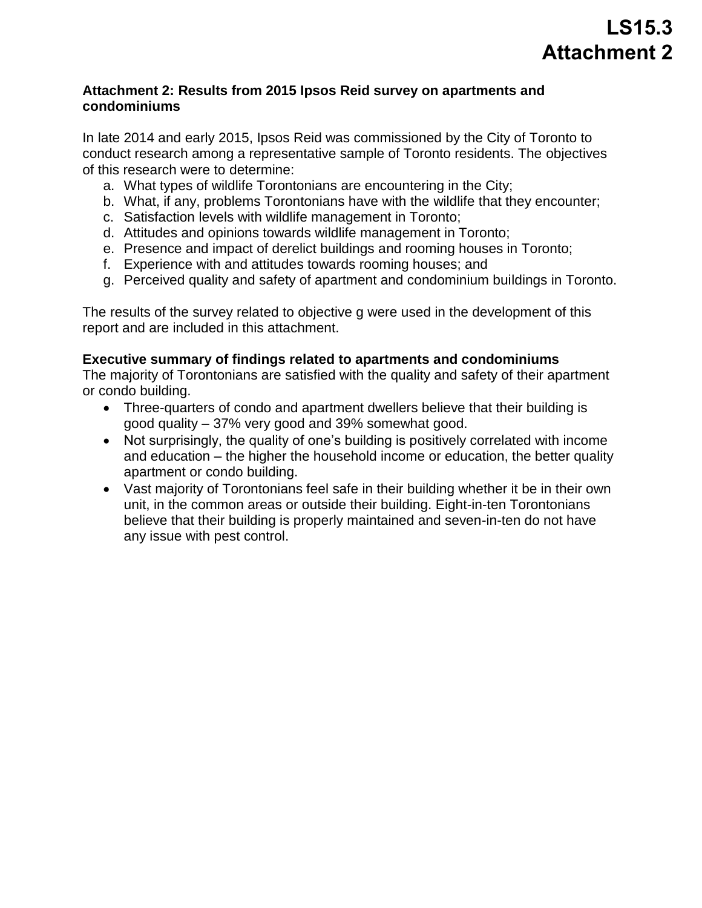# LS15.3
# Attachment 2

**Attachment 2: Results from 2015 Ipsos Reid survey on apartments and condominiums**

In late 2014 and early 2015, Ipsos Reid was commissioned by the City of Toronto to conduct research among a representative sample of Toronto residents. The objectives of this research were to determine:

a. What types of wildlife Torontonians are encountering in the City;
b. What, if any, problems Torontonians have with the wildlife that they encounter;
c. Satisfaction levels with wildlife management in Toronto;
d. Attitudes and opinions towards wildlife management in Toronto;
e. Presence and impact of derelict buildings and rooming houses in Toronto;
f. Experience with and attitudes towards rooming houses; and
g. Perceived quality and safety of apartment and condominium buildings in Toronto.

The results of the survey related to objective g were used in the development of this report and are included in this attachment.

**Executive summary of findings related to apartments and condominiums**

The majority of Torontonians are satisfied with the quality and safety of their apartment or condo building.

- Three-quarters of condo and apartment dwellers believe that their building is good quality – 37% very good and 39% somewhat good.
- Not surprisingly, the quality of one's building is positively correlated with income and education – the higher the household income or education, the better quality apartment or condo building.
- Vast majority of Torontonians feel safe in their building whether it be in their own unit, in the common areas or outside their building. Eight-in-ten Torontonians believe that their building is properly maintained and seven-in-ten do not have any issue with pest control.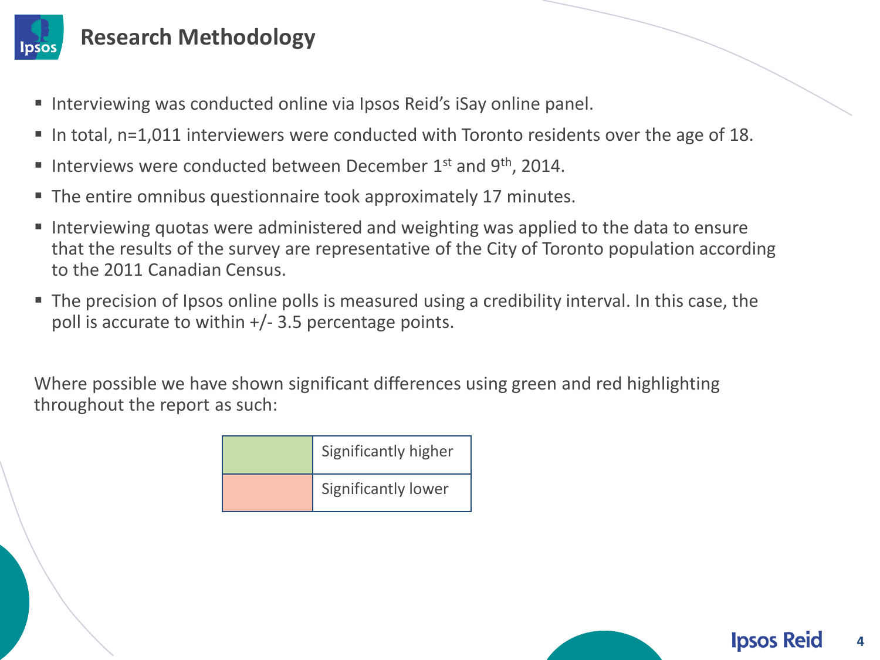# Research Methodology

- Interviewing was conducted online via Ipsos Reid's iSay online panel.
- In total, n=1,011 interviewers were conducted with Toronto residents over the age of 18.
- Interviews were conducted between December 1st and 9th, 2014.
- The entire omnibus questionnaire took approximately 17 minutes.
- Interviewing quotas were administered and weighting was applied to the data to ensure that the results of the survey are representative of the City of Toronto population according to the 2011 Canadian Census.
- The precision of Ipsos online polls is measured using a credibility interval. In this case, the poll is accurate to within +/- 3.5 percentage points.

Where possible we have shown significant differences using green and red highlighting throughout the report as such:

| Colour | Meaning |
| --- | --- |
| Green | Significantly higher |
| Red | Significantly lower |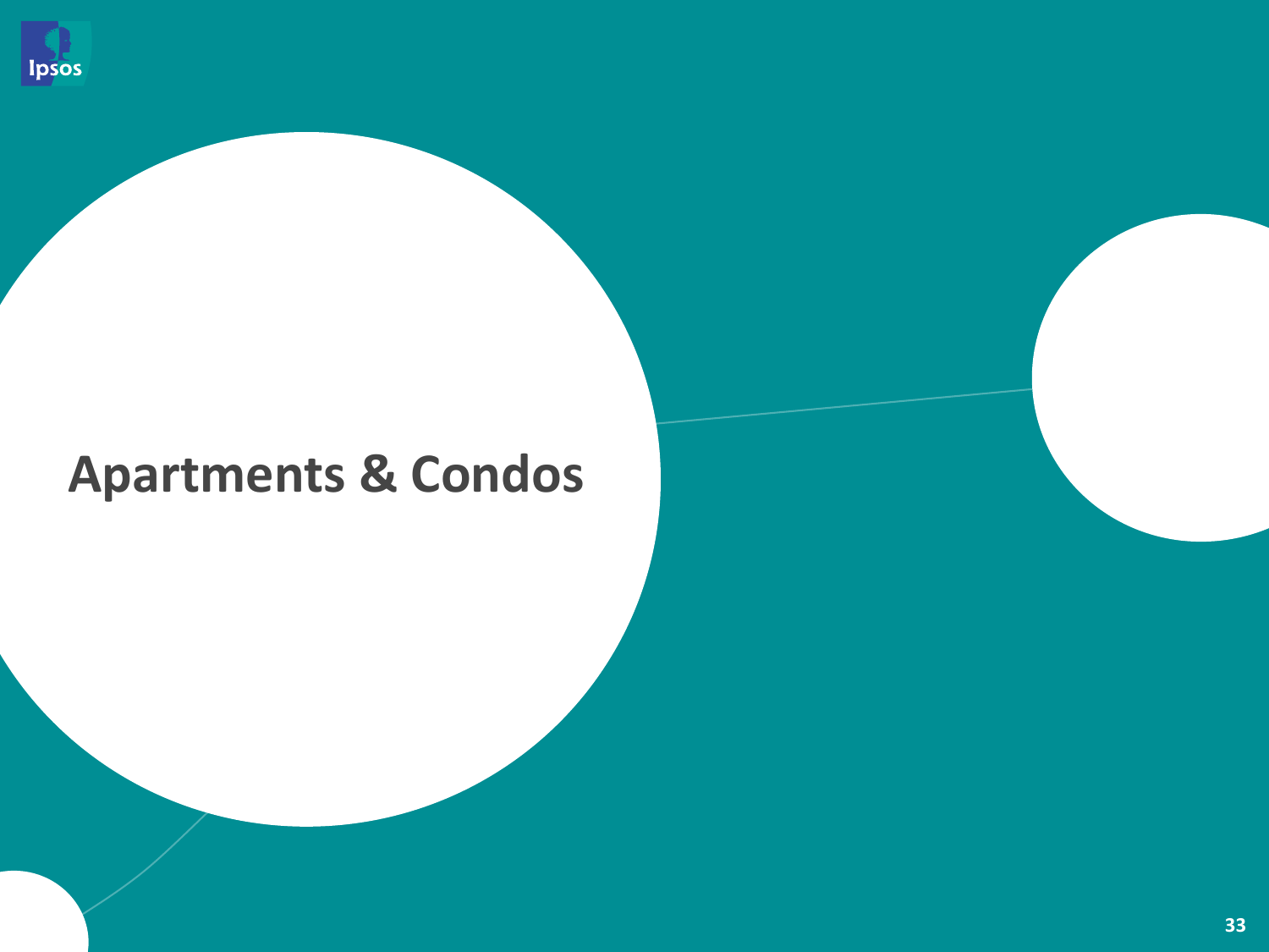# Apartments & Condos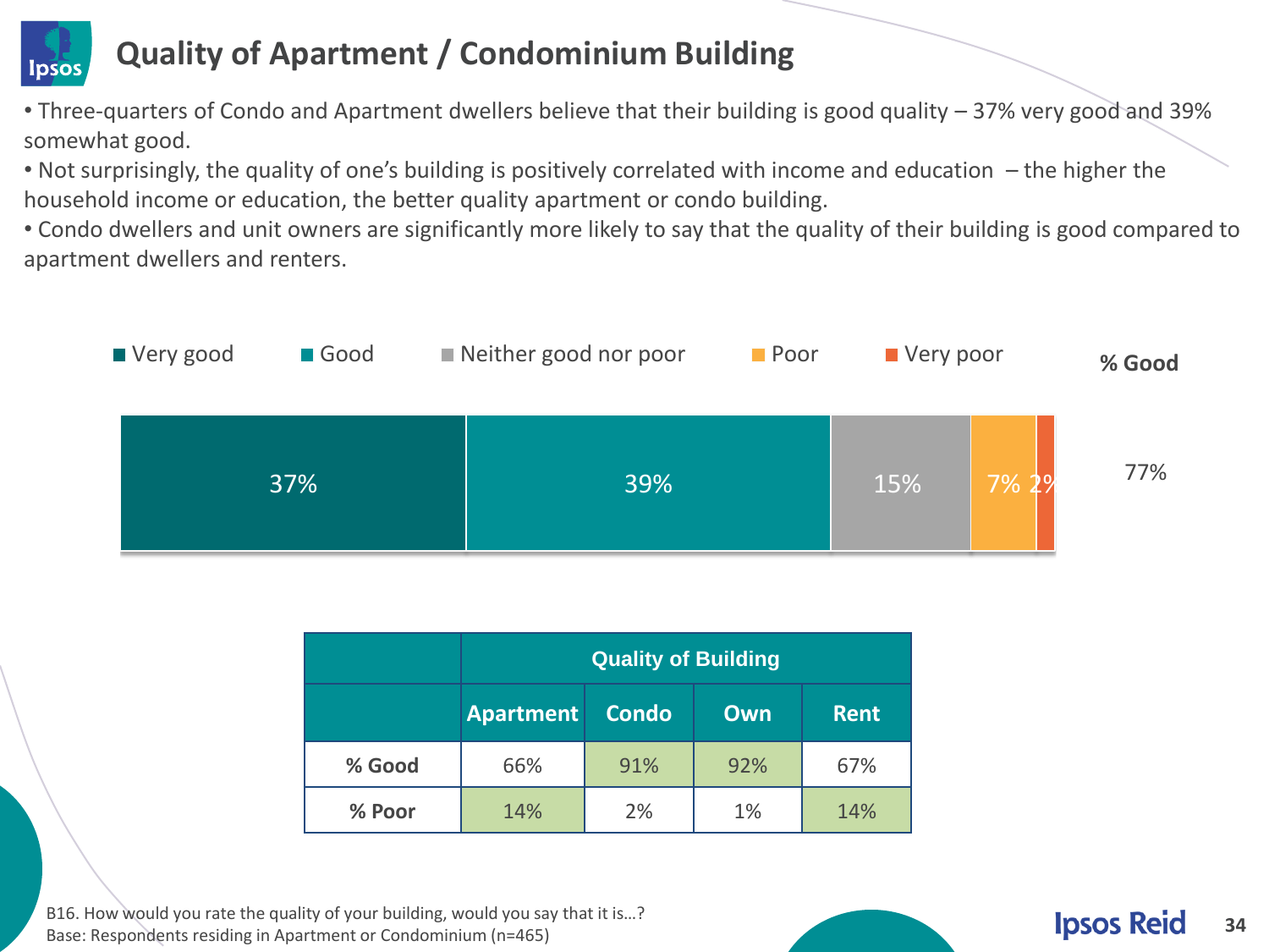# Quality of Apartment / Condominium Building

- Three-quarters of Condo and Apartment dwellers believe that their building is good quality – 37% very good and 39% somewhat good.
- Not surprisingly, the quality of one's building is positively correlated with income and education – the higher the household income or education, the better quality apartment or condo building.
- Condo dwellers and unit owners are significantly more likely to say that the quality of their building is good compared to apartment dwellers and renters.

| Very good | Good | Neither good nor poor | Poor | Very poor | % Good |
|---|---|---|---|---|---|
| 37% | 39% | 15% | 7% | 2% | 77% |

| | Quality of Building | | | |
|---|---|---|---|---|
| | Apartment | Condo | Own | Rent |
| % Good | 66% | 91% | 92% | 67% |
| % Poor | 14% | 2% | 1% | 14% |

B16. How would you rate the quality of your building, would you say that it is…?
Base: Respondents residing in Apartment or Condominium (n=465)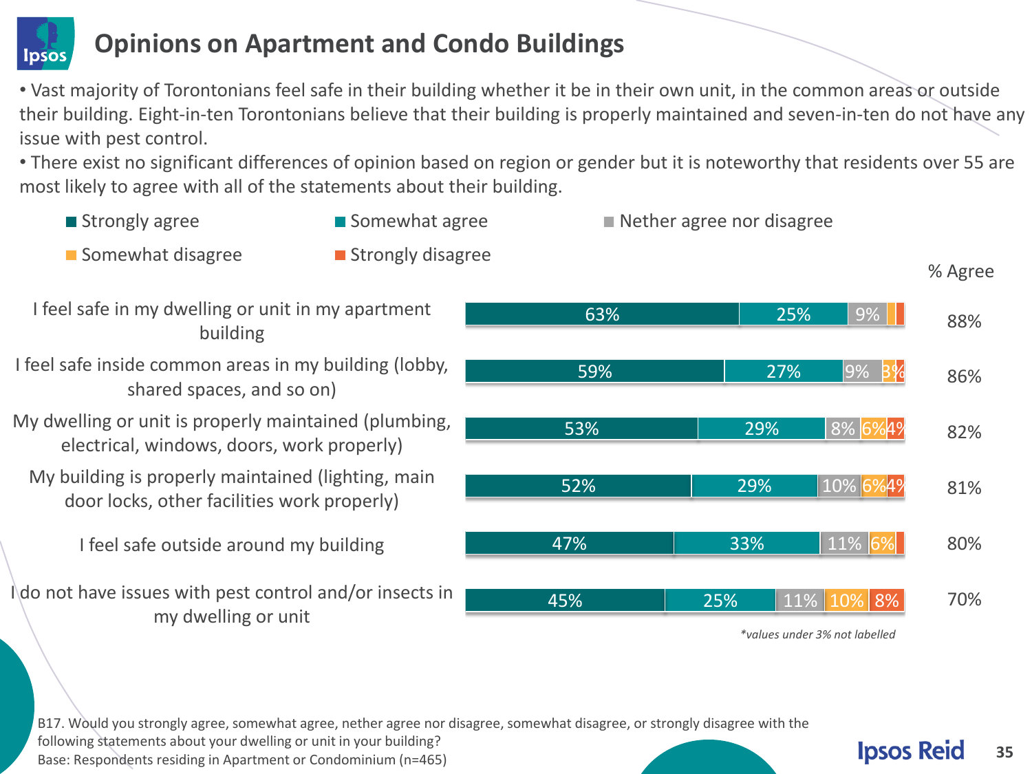# Opinions on Apartment and Condo Buildings

- Vast majority of Torontonians feel safe in their building whether it be in their own unit, in the common areas or outside their building. Eight-in-ten Torontonians believe that their building is properly maintained and seven-in-ten do not have any issue with pest control.
- There exist no significant differences of opinion based on region or gender but it is noteworthy that residents over 55 are most likely to agree with all of the statements about their building.

| Statement | Strongly agree | Somewhat agree | Nether agree nor disagree | Somewhat disagree | Strongly disagree | % Agree |
|---|---|---|---|---|---|---|
| I feel safe in my dwelling or unit in my apartment building | 63% | 25% | 9% | | | 88% |
| I feel safe inside common areas in my building (lobby, shared spaces, and so on) | 59% | 27% | 9% | 3% | | 86% |
| My dwelling or unit is properly maintained (plumbing, electrical, windows, doors, work properly) | 53% | 29% | 8% | 6% | 4% | 82% |
| My building is properly maintained (lighting, main door locks, other facilities work properly) | 52% | 29% | 10% | 6% | 4% | 81% |
| I feel safe outside around my building | 47% | 33% | 11% | 6% | | 80% |
| I do not have issues with pest control and/or insects in my dwelling or unit | 45% | 25% | 11% | 10% | 8% | 70% |

*values under 3% not labelled*

B17. Would you strongly agree, somewhat agree, nether agree nor disagree, somewhat disagree, or strongly disagree with the following statements about your dwelling or unit in your building?
Base: Respondents residing in Apartment or Condominium (n=465)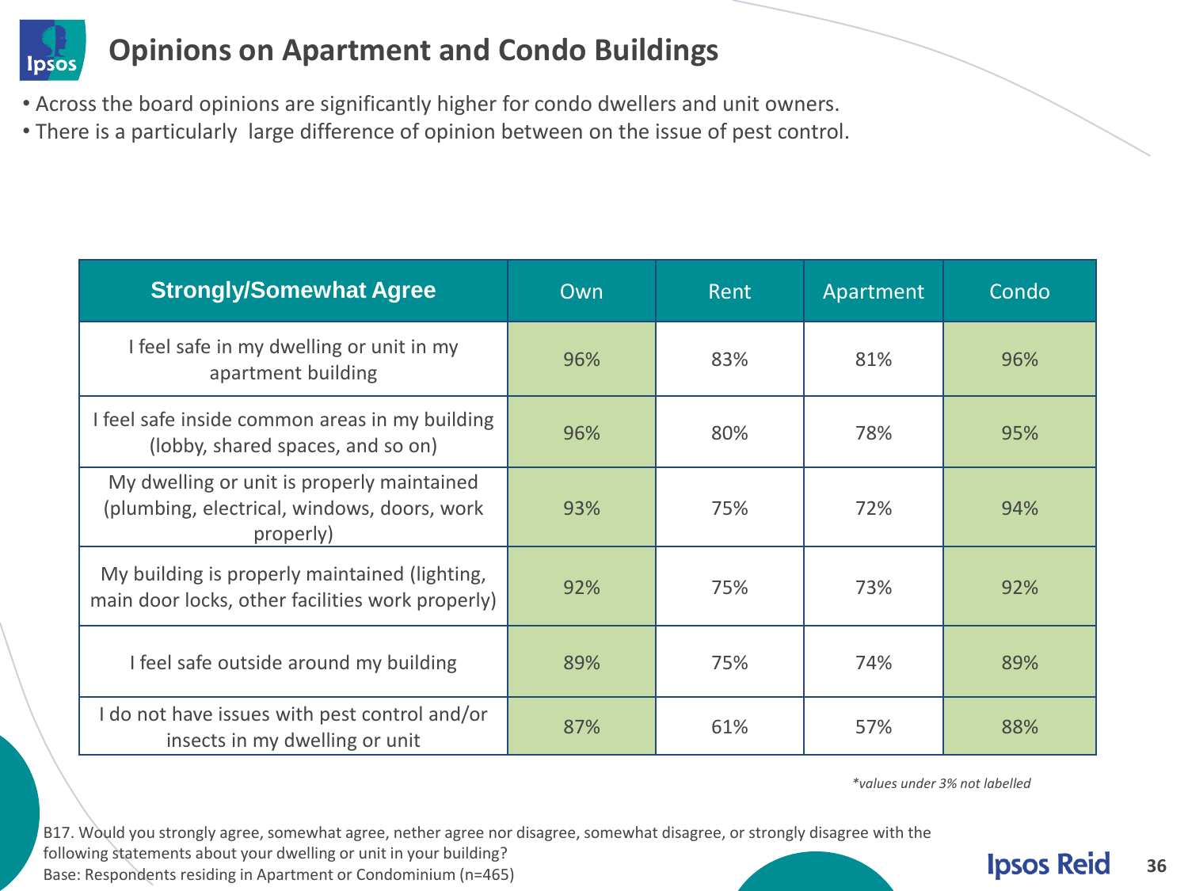# Opinions on Apartment and Condo Buildings

- Across the board opinions are significantly higher for condo dwellers and unit owners.
- There is a particularly  large difference of opinion between on the issue of pest control.

| Strongly/Somewhat Agree | Own | Rent | Apartment | Condo |
|---|---|---|---|---|
| I feel safe in my dwelling or unit in my apartment building | 96% | 83% | 81% | 96% |
| I feel safe inside common areas in my building (lobby, shared spaces, and so on) | 96% | 80% | 78% | 95% |
| My dwelling or unit is properly maintained (plumbing, electrical, windows, doors, work properly) | 93% | 75% | 72% | 94% |
| My building is properly maintained (lighting, main door locks, other facilities work properly) | 92% | 75% | 73% | 92% |
| I feel safe outside around my building | 89% | 75% | 74% | 89% |
| I do not have issues with pest control and/or insects in my dwelling or unit | 87% | 61% | 57% | 88% |

*\*values under 3% not labelled*

B17. Would you strongly agree, somewhat agree, nether agree nor disagree, somewhat disagree, or strongly disagree with the following statements about your dwelling or unit in your building?
Base: Respondents residing in Apartment or Condominium (n=465)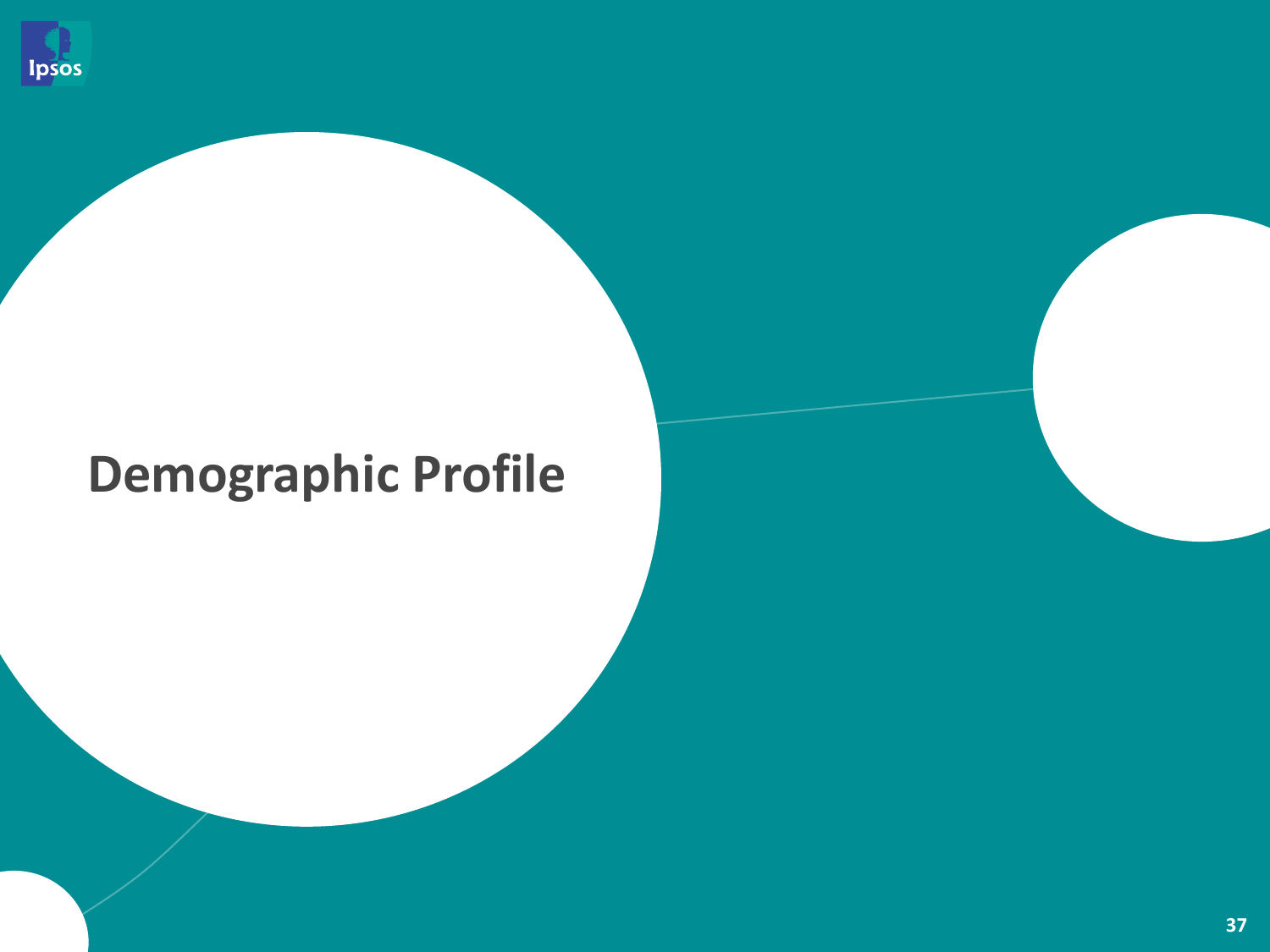# Demographic Profile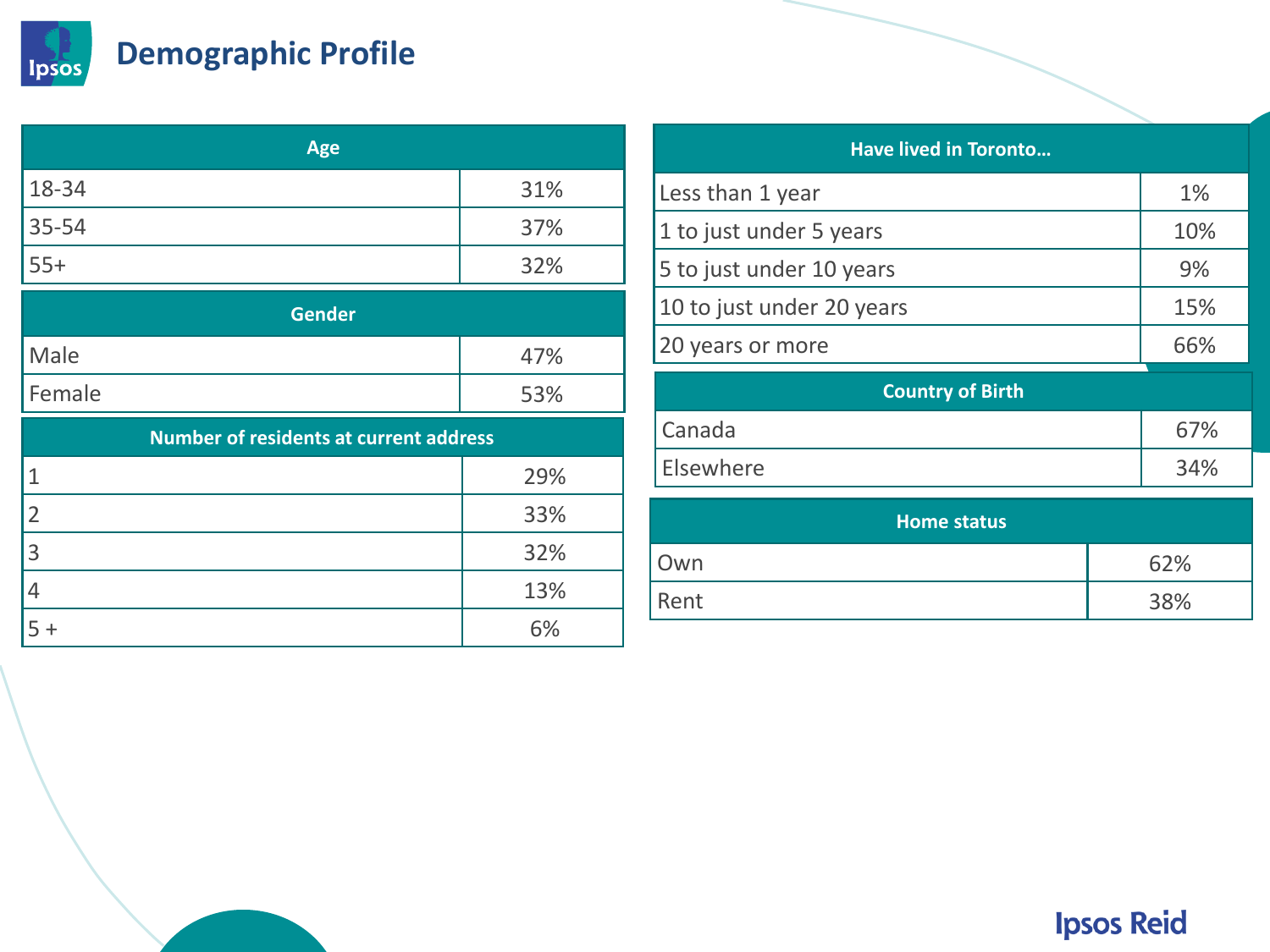# Demographic Profile

| Age | |
|---|---|
| 18-34 | 31% |
| 35-54 | 37% |
| 55+ | 32% |

| Gender | |
|---|---|
| Male | 47% |
| Female | 53% |

| Number of residents at current address | |
|---|---|
| 1 | 29% |
| 2 | 33% |
| 3 | 32% |
| 4 | 13% |
| 5 + | 6% |

| Have lived in Toronto… | |
|---|---|
| Less than 1 year | 1% |
| 1 to just under 5 years | 10% |
| 5 to just under 10 years | 9% |
| 10 to just under 20 years | 15% |
| 20 years or more | 66% |

| Country of Birth | |
|---|---|
| Canada | 67% |
| Elsewhere | 34% |

| Home status | |
|---|---|
| Own | 62% |
| Rent | 38% |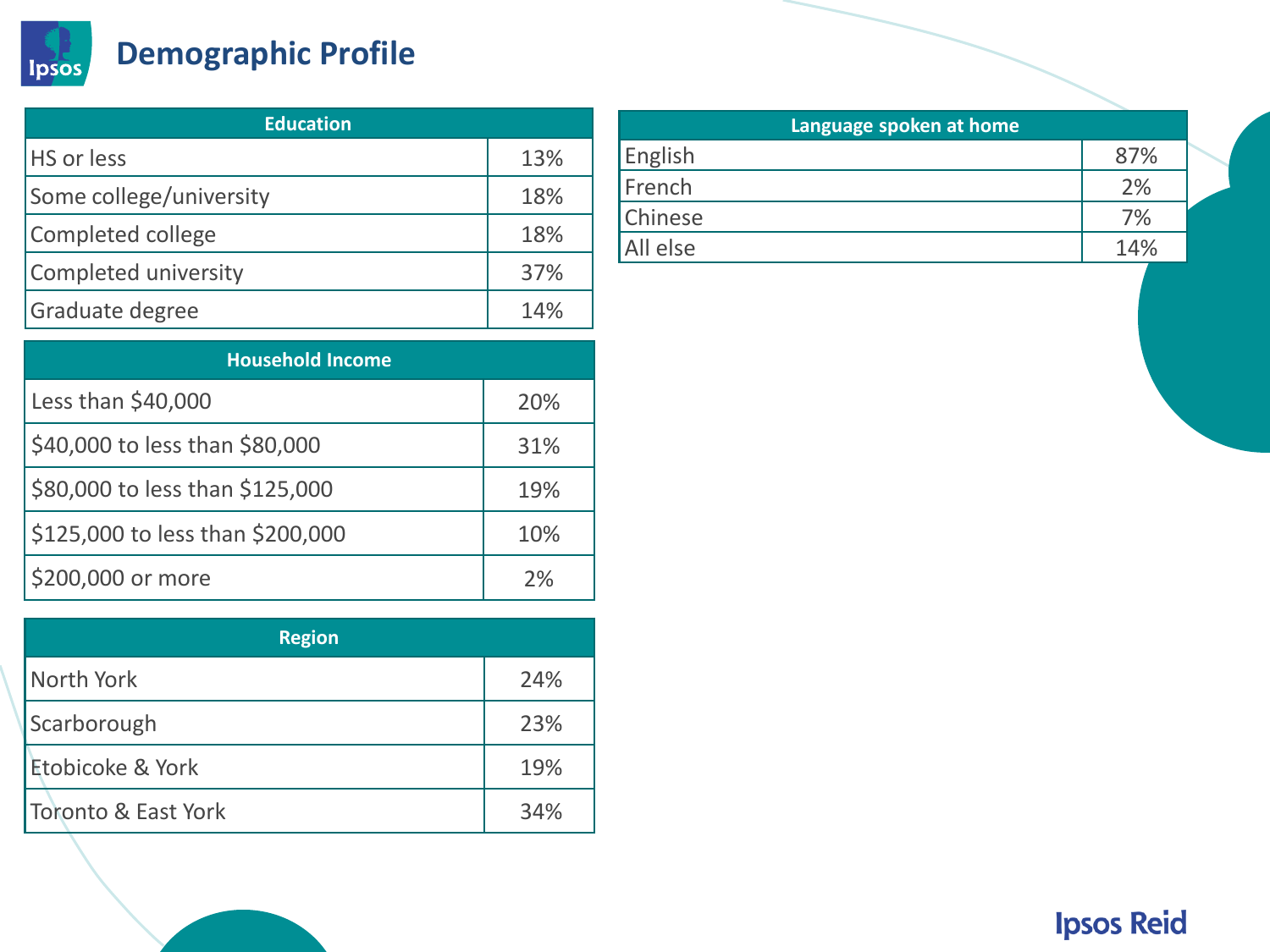# Demographic Profile

| Education | |
|---|---|
| HS or less | 13% |
| Some college/university | 18% |
| Completed college | 18% |
| Completed university | 37% |
| Graduate degree | 14% |

| Household Income | |
|---|---|
| Less than $40,000 | 20% |
| $40,000 to less than $80,000 | 31% |
| $80,000 to less than $125,000 | 19% |
| $125,000 to less than $200,000 | 10% |
| $200,000 or more | 2% |

| Region | |
|---|---|
| North York | 24% |
| Scarborough | 23% |
| Etobicoke & York | 19% |
| Toronto & East York | 34% |

| Language spoken at home | |
|---|---|
| English | 87% |
| French | 2% |
| Chinese | 7% |
| All else | 14% |